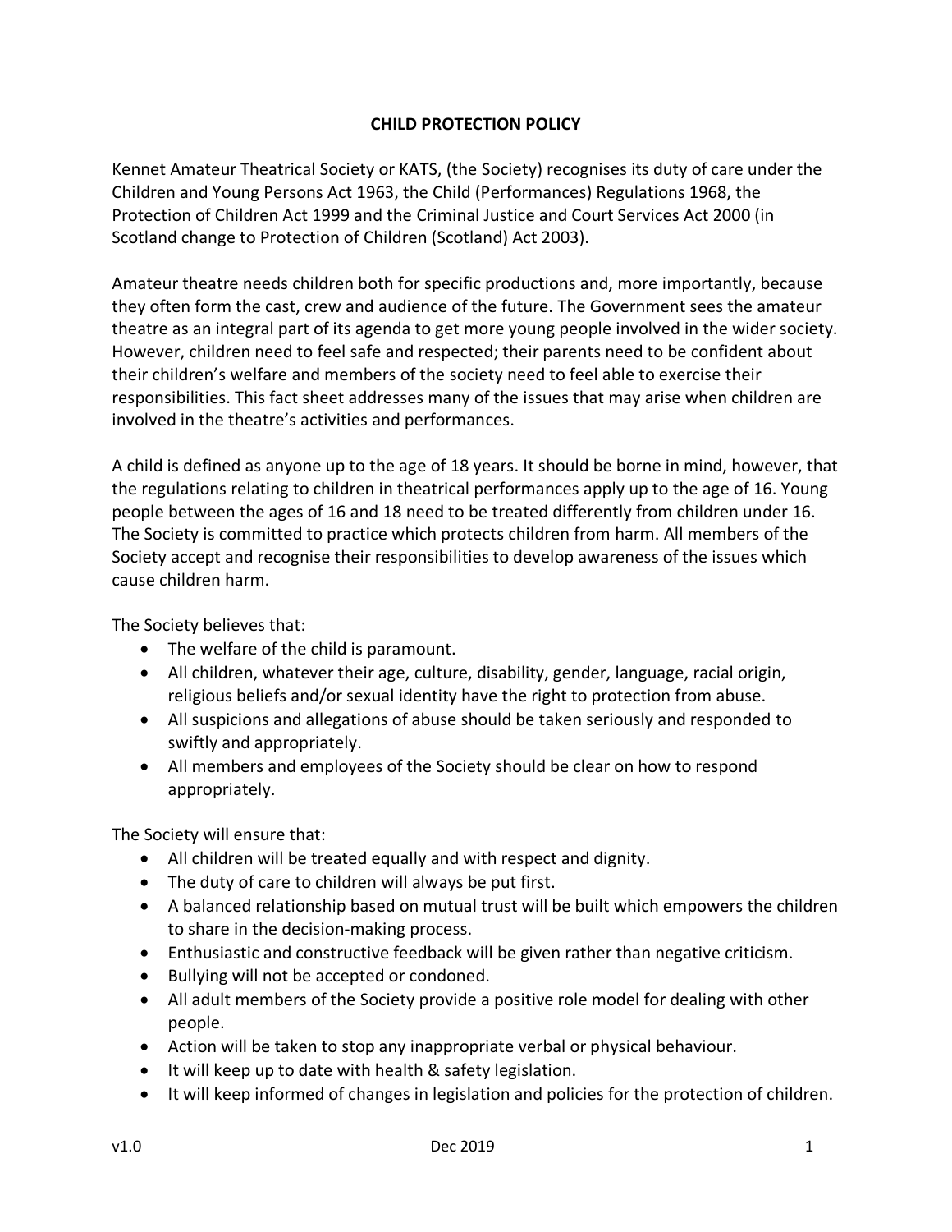# CHILD PROTECTION POLICY

Kennet Amateur Theatrical Society or KATS, (the Society) recognises its duty of care under the Children and Young Persons Act 1963, the Child (Performances) Regulations 1968, the Protection of Children Act 1999 and the Criminal Justice and Court Services Act 2000 (in Scotland change to Protection of Children (Scotland) Act 2003).

Amateur theatre needs children both for specific productions and, more importantly, because they often form the cast, crew and audience of the future. The Government sees the amateur theatre as an integral part of its agenda to get more young people involved in the wider society. However, children need to feel safe and respected; their parents need to be confident about their children's welfare and members of the society need to feel able to exercise their responsibilities. This fact sheet addresses many of the issues that may arise when children are involved in the theatre's activities and performances.

A child is defined as anyone up to the age of 18 years. It should be borne in mind, however, that the regulations relating to children in theatrical performances apply up to the age of 16. Young people between the ages of 16 and 18 need to be treated differently from children under 16. The Society is committed to practice which protects children from harm. All members of the Society accept and recognise their responsibilities to develop awareness of the issues which cause children harm.

The Society believes that:

- The welfare of the child is paramount.
- All children, whatever their age, culture, disability, gender, language, racial origin, religious beliefs and/or sexual identity have the right to protection from abuse.
- All suspicions and allegations of abuse should be taken seriously and responded to swiftly and appropriately.
- All members and employees of the Society should be clear on how to respond appropriately.

The Society will ensure that:

- All children will be treated equally and with respect and dignity.
- The duty of care to children will always be put first.
- A balanced relationship based on mutual trust will be built which empowers the children to share in the decision-making process.
- Enthusiastic and constructive feedback will be given rather than negative criticism.
- Bullying will not be accepted or condoned.
- All adult members of the Society provide a positive role model for dealing with other people.
- Action will be taken to stop any inappropriate verbal or physical behaviour.
- It will keep up to date with health & safety legislation.
- It will keep informed of changes in legislation and policies for the protection of children.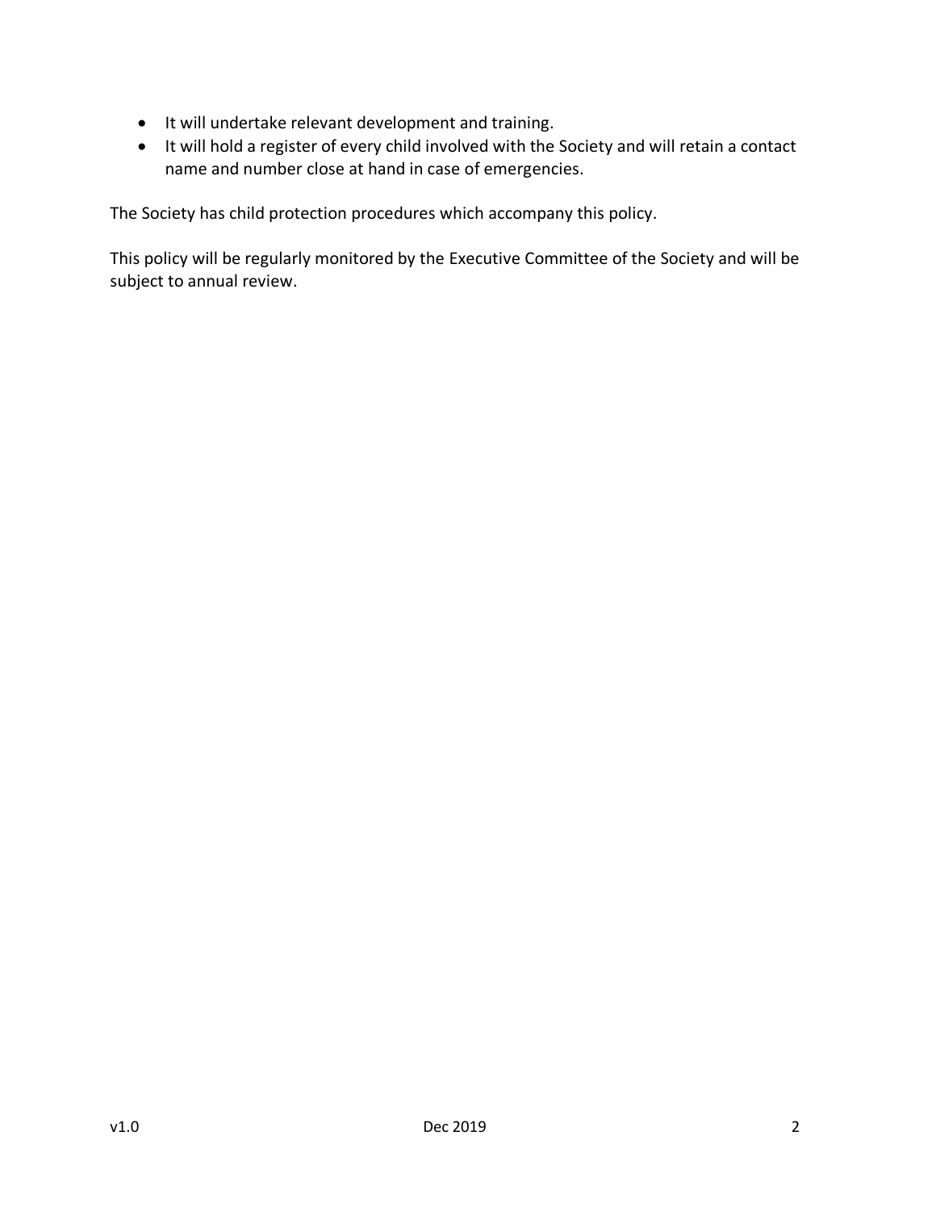- It will undertake relevant development and training.
- It will hold a register of every child involved with the Society and will retain a contact name and number close at hand in case of emergencies.

The Society has child protection procedures which accompany this policy.

This policy will be regularly monitored by the Executive Committee of the Society and will be subject to annual review.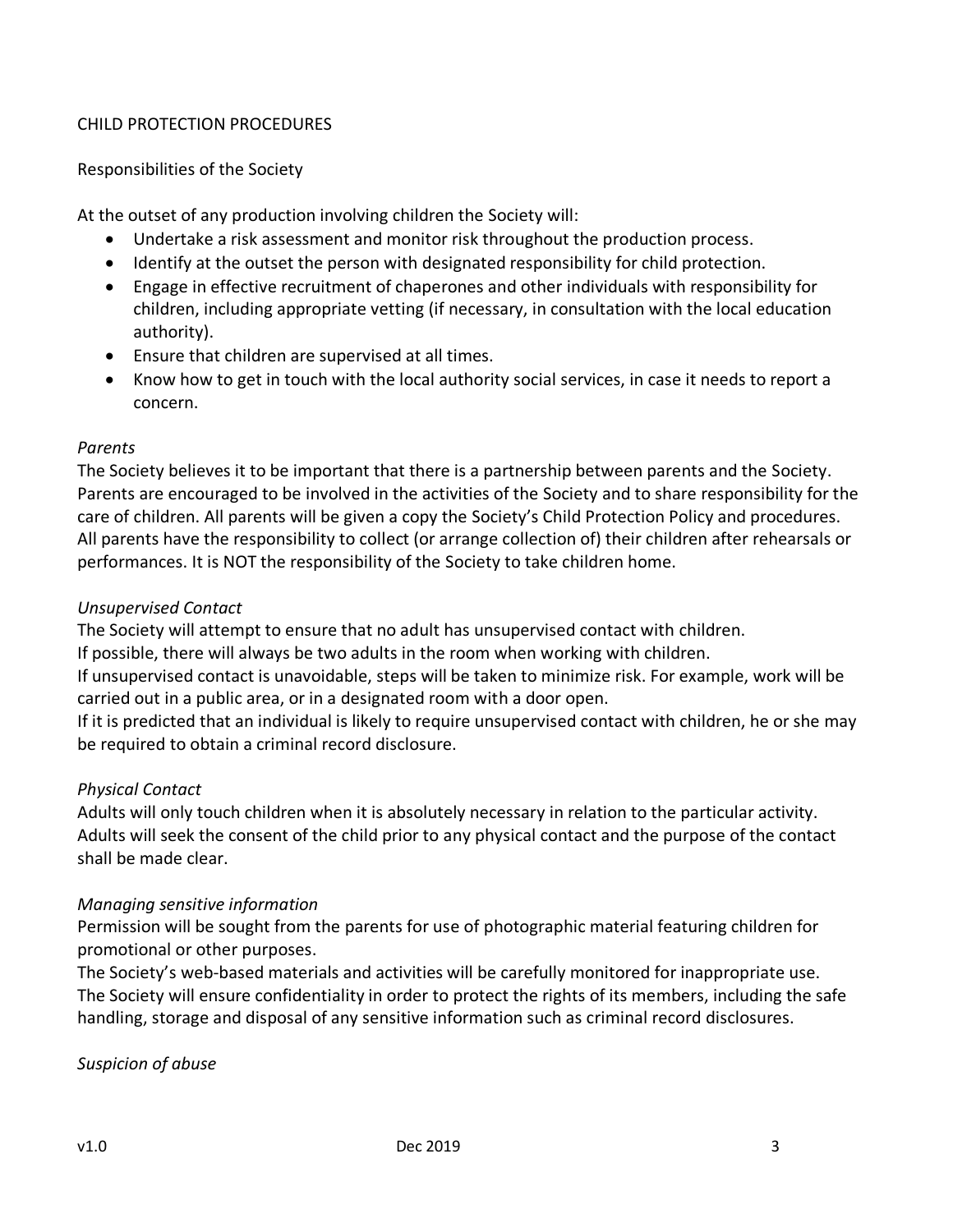CHILD PROTECTION PROCEDURES

Responsibilities of the Society

At the outset of any production involving children the Society will:

- Undertake a risk assessment and monitor risk throughout the production process.
- Identify at the outset the person with designated responsibility for child protection.
- Engage in effective recruitment of chaperones and other individuals with responsibility for children, including appropriate vetting (if necessary, in consultation with the local education authority).
- Ensure that children are supervised at all times.
- Know how to get in touch with the local authority social services, in case it needs to report a concern.

*Parents*

The Society believes it to be important that there is a partnership between parents and the Society. Parents are encouraged to be involved in the activities of the Society and to share responsibility for the care of children. All parents will be given a copy the Society's Child Protection Policy and procedures. All parents have the responsibility to collect (or arrange collection of) their children after rehearsals or performances. It is NOT the responsibility of the Society to take children home.

*Unsupervised Contact*

The Society will attempt to ensure that no adult has unsupervised contact with children.
If possible, there will always be two adults in the room when working with children.
If unsupervised contact is unavoidable, steps will be taken to minimize risk. For example, work will be carried out in a public area, or in a designated room with a door open.
If it is predicted that an individual is likely to require unsupervised contact with children, he or she may be required to obtain a criminal record disclosure.

*Physical Contact*

Adults will only touch children when it is absolutely necessary in relation to the particular activity. Adults will seek the consent of the child prior to any physical contact and the purpose of the contact shall be made clear.

*Managing sensitive information*

Permission will be sought from the parents for use of photographic material featuring children for promotional or other purposes.
The Society's web-based materials and activities will be carefully monitored for inappropriate use.
The Society will ensure confidentiality in order to protect the rights of its members, including the safe handling, storage and disposal of any sensitive information such as criminal record disclosures.

*Suspicion of abuse*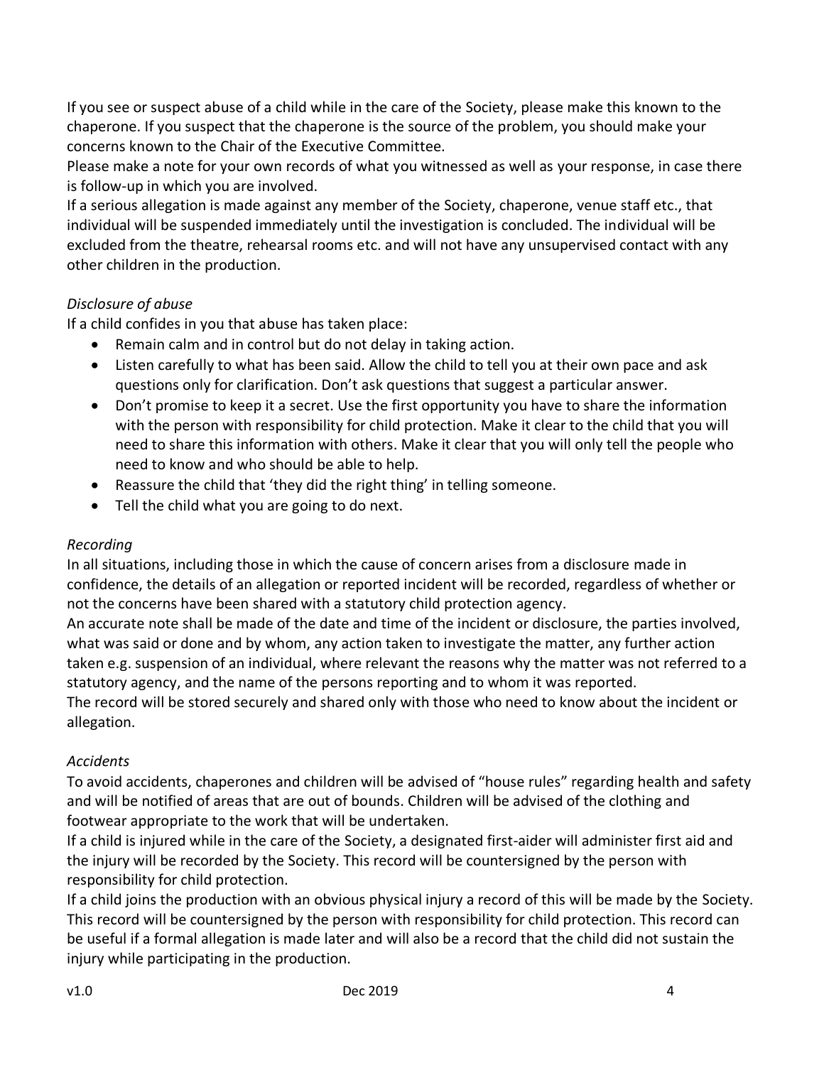If you see or suspect abuse of a child while in the care of the Society, please make this known to the chaperone. If you suspect that the chaperone is the source of the problem, you should make your concerns known to the Chair of the Executive Committee.

Please make a note for your own records of what you witnessed as well as your response, in case there is follow-up in which you are involved.

If a serious allegation is made against any member of the Society, chaperone, venue staff etc., that individual will be suspended immediately until the investigation is concluded. The individual will be excluded from the theatre, rehearsal rooms etc. and will not have any unsupervised contact with any other children in the production.

*Disclosure of abuse*

If a child confides in you that abuse has taken place:

- Remain calm and in control but do not delay in taking action.
- Listen carefully to what has been said. Allow the child to tell you at their own pace and ask questions only for clarification. Don't ask questions that suggest a particular answer.
- Don't promise to keep it a secret. Use the first opportunity you have to share the information with the person with responsibility for child protection. Make it clear to the child that you will need to share this information with others. Make it clear that you will only tell the people who need to know and who should be able to help.
- Reassure the child that 'they did the right thing' in telling someone.
- Tell the child what you are going to do next.

*Recording*

In all situations, including those in which the cause of concern arises from a disclosure made in confidence, the details of an allegation or reported incident will be recorded, regardless of whether or not the concerns have been shared with a statutory child protection agency.

An accurate note shall be made of the date and time of the incident or disclosure, the parties involved, what was said or done and by whom, any action taken to investigate the matter, any further action taken e.g. suspension of an individual, where relevant the reasons why the matter was not referred to a statutory agency, and the name of the persons reporting and to whom it was reported.

The record will be stored securely and shared only with those who need to know about the incident or allegation.

*Accidents*

To avoid accidents, chaperones and children will be advised of "house rules" regarding health and safety and will be notified of areas that are out of bounds. Children will be advised of the clothing and footwear appropriate to the work that will be undertaken.

If a child is injured while in the care of the Society, a designated first-aider will administer first aid and the injury will be recorded by the Society. This record will be countersigned by the person with responsibility for child protection.

If a child joins the production with an obvious physical injury a record of this will be made by the Society. This record will be countersigned by the person with responsibility for child protection. This record can be useful if a formal allegation is made later and will also be a record that the child did not sustain the injury while participating in the production.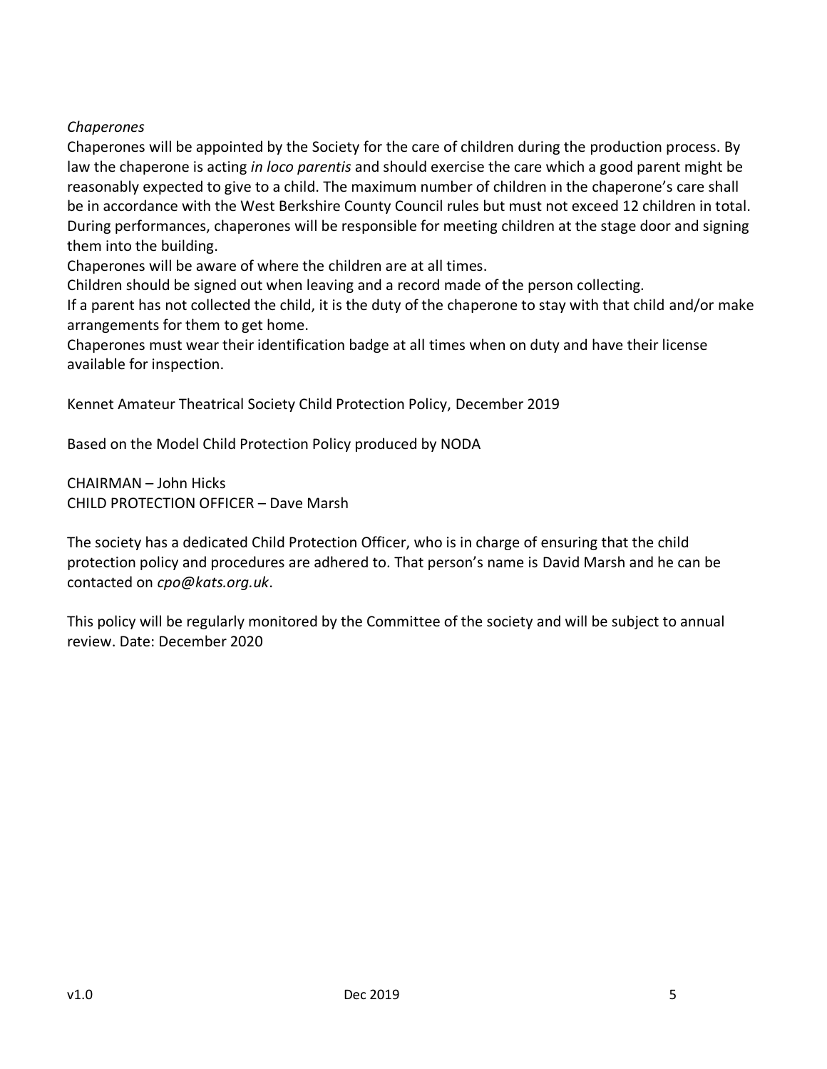*Chaperones*

Chaperones will be appointed by the Society for the care of children during the production process. By law the chaperone is acting *in loco parentis* and should exercise the care which a good parent might be reasonably expected to give to a child. The maximum number of children in the chaperone's care shall be in accordance with the West Berkshire County Council rules but must not exceed 12 children in total. During performances, chaperones will be responsible for meeting children at the stage door and signing them into the building.

Chaperones will be aware of where the children are at all times.

Children should be signed out when leaving and a record made of the person collecting.

If a parent has not collected the child, it is the duty of the chaperone to stay with that child and/or make arrangements for them to get home.

Chaperones must wear their identification badge at all times when on duty and have their license available for inspection.

Kennet Amateur Theatrical Society Child Protection Policy, December 2019

Based on the Model Child Protection Policy produced by NODA

CHAIRMAN – John Hicks
CHILD PROTECTION OFFICER – Dave Marsh

The society has a dedicated Child Protection Officer, who is in charge of ensuring that the child protection policy and procedures are adhered to. That person's name is David Marsh and he can be contacted on *cpo@kats.org.uk*.

This policy will be regularly monitored by the Committee of the society and will be subject to annual review. Date: December 2020